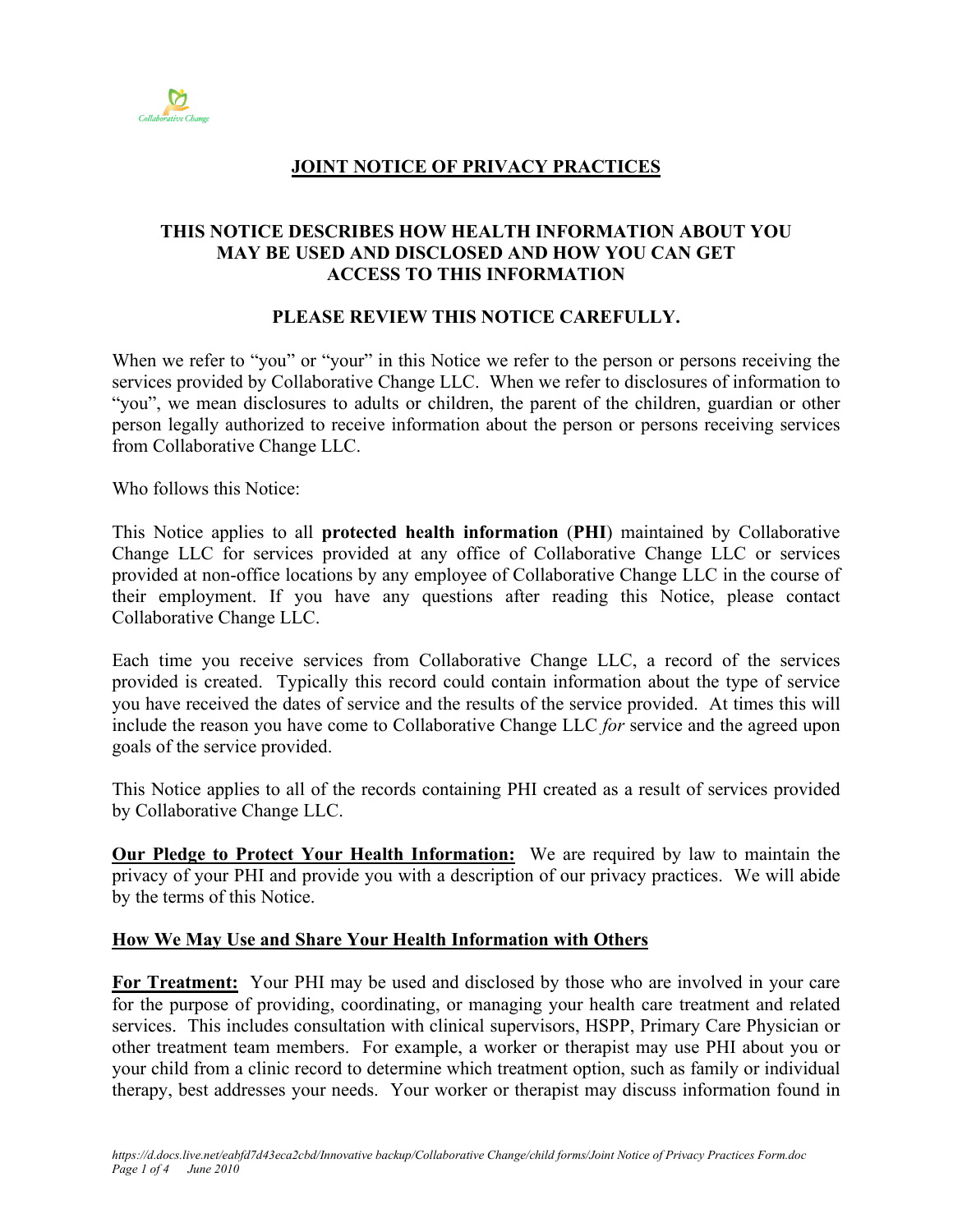# JOINT NOTICE OF PRIVACY PRACTICES

## THIS NOTICE DESCRIBES HOW HEALTH INFORMATION ABOUT YOU MAY BE USED AND DISCLOSED AND HOW YOU CAN GET ACCESS TO THIS INFORMATION

## PLEASE REVIEW THIS NOTICE CAREFULLY.

When we refer to "you" or "your" in this Notice we refer to the person or persons receiving the services provided by Collaborative Change LLC. When we refer to disclosures of information to "you", we mean disclosures to adults or children, the parent of the children, guardian or other person legally authorized to receive information about the person or persons receiving services from Collaborative Change LLC.

Who follows this Notice:

This Notice applies to all **protected health information** (**PHI**) maintained by Collaborative Change LLC for services provided at any office of Collaborative Change LLC or services provided at non-office locations by any employee of Collaborative Change LLC in the course of their employment. If you have any questions after reading this Notice, please contact Collaborative Change LLC.

Each time you receive services from Collaborative Change LLC, a record of the services provided is created. Typically this record could contain information about the type of service you have received the dates of service and the results of the service provided. At times this will include the reason you have come to Collaborative Change LLC *for* service and the agreed upon goals of the service provided.

This Notice applies to all of the records containing PHI created as a result of services provided by Collaborative Change LLC.

**Our Pledge to Protect Your Health Information:** We are required by law to maintain the privacy of your PHI and provide you with a description of our privacy practices. We will abide by the terms of this Notice.

**How We May Use and Share Your Health Information with Others**

**For Treatment:** Your PHI may be used and disclosed by those who are involved in your care for the purpose of providing, coordinating, or managing your health care treatment and related services. This includes consultation with clinical supervisors, HSPP, Primary Care Physician or other treatment team members. For example, a worker or therapist may use PHI about you or your child from a clinic record to determine which treatment option, such as family or individual therapy, best addresses your needs. Your worker or therapist may discuss information found in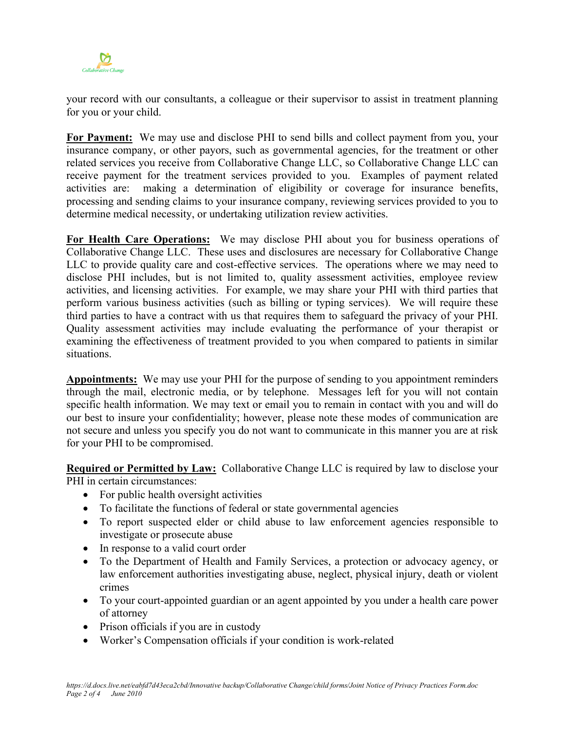your record with our consultants, a colleague or their supervisor to assist in treatment planning for you or your child.

**For Payment:** We may use and disclose PHI to send bills and collect payment from you, your insurance company, or other payors, such as governmental agencies, for the treatment or other related services you receive from Collaborative Change LLC, so Collaborative Change LLC can receive payment for the treatment services provided to you. Examples of payment related activities are: making a determination of eligibility or coverage for insurance benefits, processing and sending claims to your insurance company, reviewing services provided to you to determine medical necessity, or undertaking utilization review activities.

**For Health Care Operations:** We may disclose PHI about you for business operations of Collaborative Change LLC. These uses and disclosures are necessary for Collaborative Change LLC to provide quality care and cost-effective services. The operations where we may need to disclose PHI includes, but is not limited to, quality assessment activities, employee review activities, and licensing activities. For example, we may share your PHI with third parties that perform various business activities (such as billing or typing services). We will require these third parties to have a contract with us that requires them to safeguard the privacy of your PHI. Quality assessment activities may include evaluating the performance of your therapist or examining the effectiveness of treatment provided to you when compared to patients in similar situations.

**Appointments:** We may use your PHI for the purpose of sending to you appointment reminders through the mail, electronic media, or by telephone. Messages left for you will not contain specific health information. We may text or email you to remain in contact with you and will do our best to insure your confidentiality; however, please note these modes of communication are not secure and unless you specify you do not want to communicate in this manner you are at risk for your PHI to be compromised.

**Required or Permitted by Law:** Collaborative Change LLC is required by law to disclose your PHI in certain circumstances:

- For public health oversight activities
- To facilitate the functions of federal or state governmental agencies
- To report suspected elder or child abuse to law enforcement agencies responsible to investigate or prosecute abuse
- In response to a valid court order
- To the Department of Health and Family Services, a protection or advocacy agency, or law enforcement authorities investigating abuse, neglect, physical injury, death or violent crimes
- To your court-appointed guardian or an agent appointed by you under a health care power of attorney
- Prison officials if you are in custody
- Worker's Compensation officials if your condition is work-related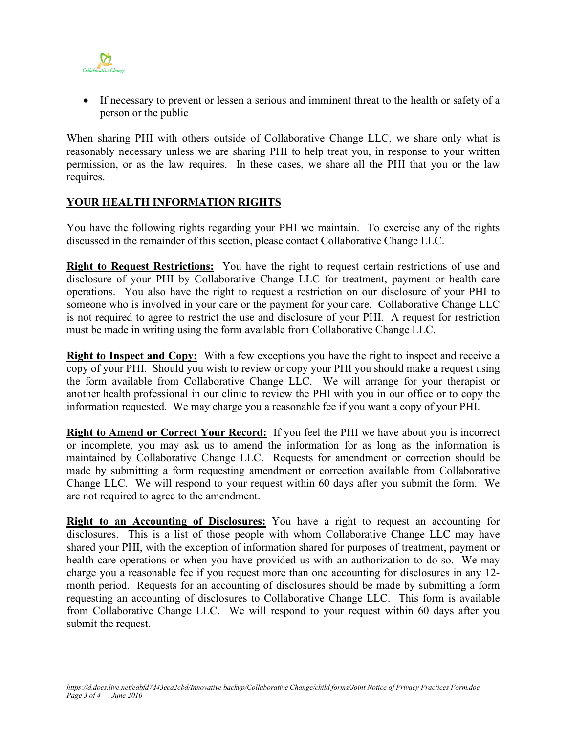- If necessary to prevent or lessen a serious and imminent threat to the health or safety of a person or the public

When sharing PHI with others outside of Collaborative Change LLC, we share only what is reasonably necessary unless we are sharing PHI to help treat you, in response to your written permission, or as the law requires. In these cases, we share all the PHI that you or the law requires.

## YOUR HEALTH INFORMATION RIGHTS

You have the following rights regarding your PHI we maintain. To exercise any of the rights discussed in the remainder of this section, please contact Collaborative Change LLC.

**Right to Request Restrictions:** You have the right to request certain restrictions of use and disclosure of your PHI by Collaborative Change LLC for treatment, payment or health care operations. You also have the right to request a restriction on our disclosure of your PHI to someone who is involved in your care or the payment for your care. Collaborative Change LLC is not required to agree to restrict the use and disclosure of your PHI. A request for restriction must be made in writing using the form available from Collaborative Change LLC.

**Right to Inspect and Copy:** With a few exceptions you have the right to inspect and receive a copy of your PHI. Should you wish to review or copy your PHI you should make a request using the form available from Collaborative Change LLC. We will arrange for your therapist or another health professional in our clinic to review the PHI with you in our office or to copy the information requested. We may charge you a reasonable fee if you want a copy of your PHI.

**Right to Amend or Correct Your Record:** If you feel the PHI we have about you is incorrect or incomplete, you may ask us to amend the information for as long as the information is maintained by Collaborative Change LLC. Requests for amendment or correction should be made by submitting a form requesting amendment or correction available from Collaborative Change LLC. We will respond to your request within 60 days after you submit the form. We are not required to agree to the amendment.

**Right to an Accounting of Disclosures:** You have a right to request an accounting for disclosures. This is a list of those people with whom Collaborative Change LLC may have shared your PHI, with the exception of information shared for purposes of treatment, payment or health care operations or when you have provided us with an authorization to do so. We may charge you a reasonable fee if you request more than one accounting for disclosures in any 12-month period. Requests for an accounting of disclosures should be made by submitting a form requesting an accounting of disclosures to Collaborative Change LLC. This form is available from Collaborative Change LLC. We will respond to your request within 60 days after you submit the request.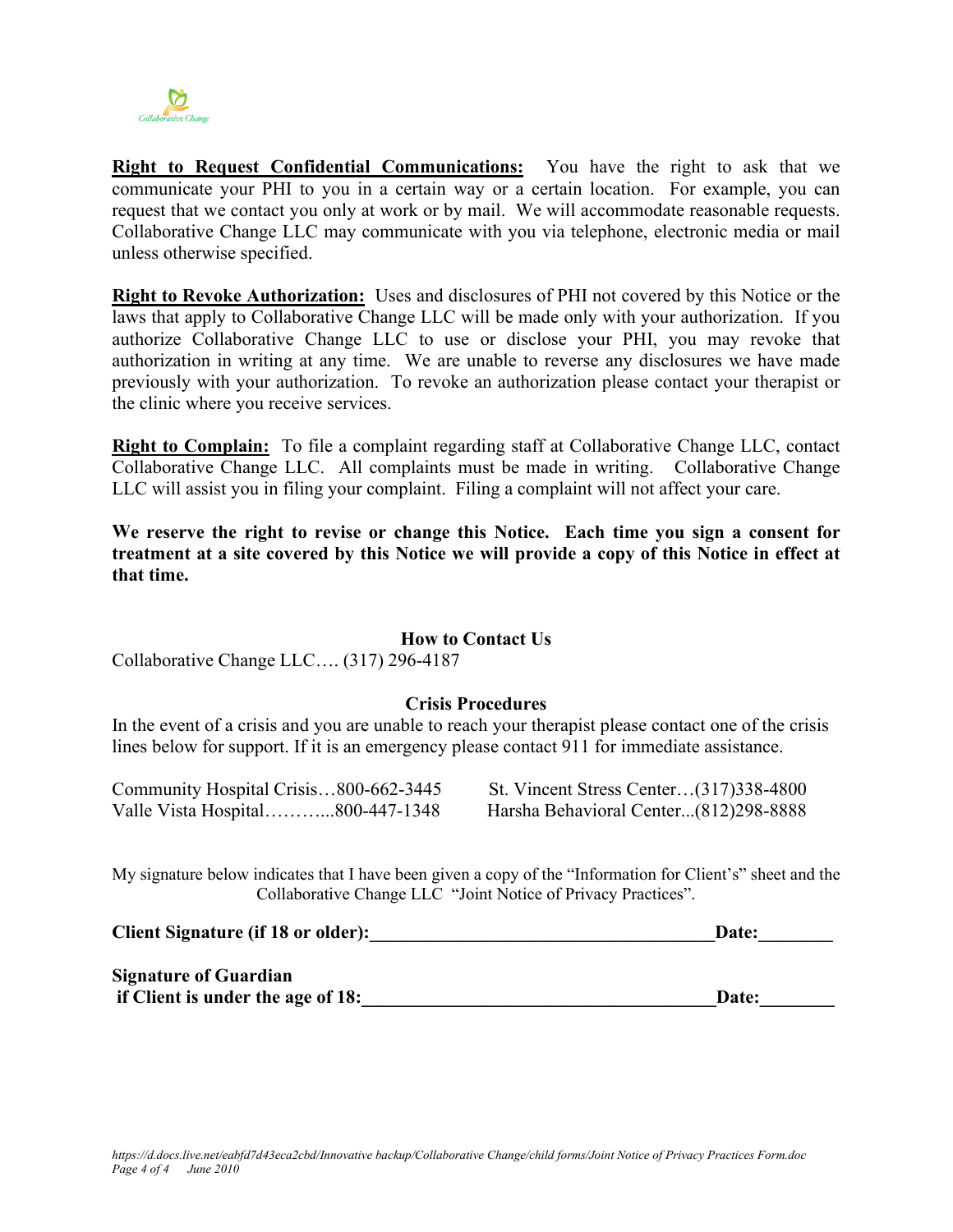**Right to Request Confidential Communications:** You have the right to ask that we communicate your PHI to you in a certain way or a certain location. For example, you can request that we contact you only at work or by mail. We will accommodate reasonable requests. Collaborative Change LLC may communicate with you via telephone, electronic media or mail unless otherwise specified.

**Right to Revoke Authorization:** Uses and disclosures of PHI not covered by this Notice or the laws that apply to Collaborative Change LLC will be made only with your authorization. If you authorize Collaborative Change LLC to use or disclose your PHI, you may revoke that authorization in writing at any time. We are unable to reverse any disclosures we have made previously with your authorization. To revoke an authorization please contact your therapist or the clinic where you receive services.

**Right to Complain:** To file a complaint regarding staff at Collaborative Change LLC, contact Collaborative Change LLC. All complaints must be made in writing. Collaborative Change LLC will assist you in filing your complaint. Filing a complaint will not affect your care.

**We reserve the right to revise or change this Notice. Each time you sign a consent for treatment at a site covered by this Notice we will provide a copy of this Notice in effect at that time.**

**How to Contact Us**

Collaborative Change LLC…. (317) 296-4187

**Crisis Procedures**

In the event of a crisis and you are unable to reach your therapist please contact one of the crisis lines below for support. If it is an emergency please contact 911 for immediate assistance.

Community Hospital Crisis…800-662-3445

Valle Vista Hospital………..800-447-1348

St. Vincent Stress Center…(317)338-4800

Harsha Behavioral Center...(812)298-8888

My signature below indicates that I have been given a copy of the "Information for Client's" sheet and the Collaborative Change LLC "Joint Notice of Privacy Practices".

**Client Signature (if 18 or older):_____________________________________Date:________**

**Signature of Guardian**
**if Client is under the age of 18:______________________________________Date:________**

*https://d.docs.live.net/eabfd7d43eca2cbd/Innovative backup/Collaborative Change/child forms/Joint Notice of Privacy Practices Form.doc*
*June 2010*